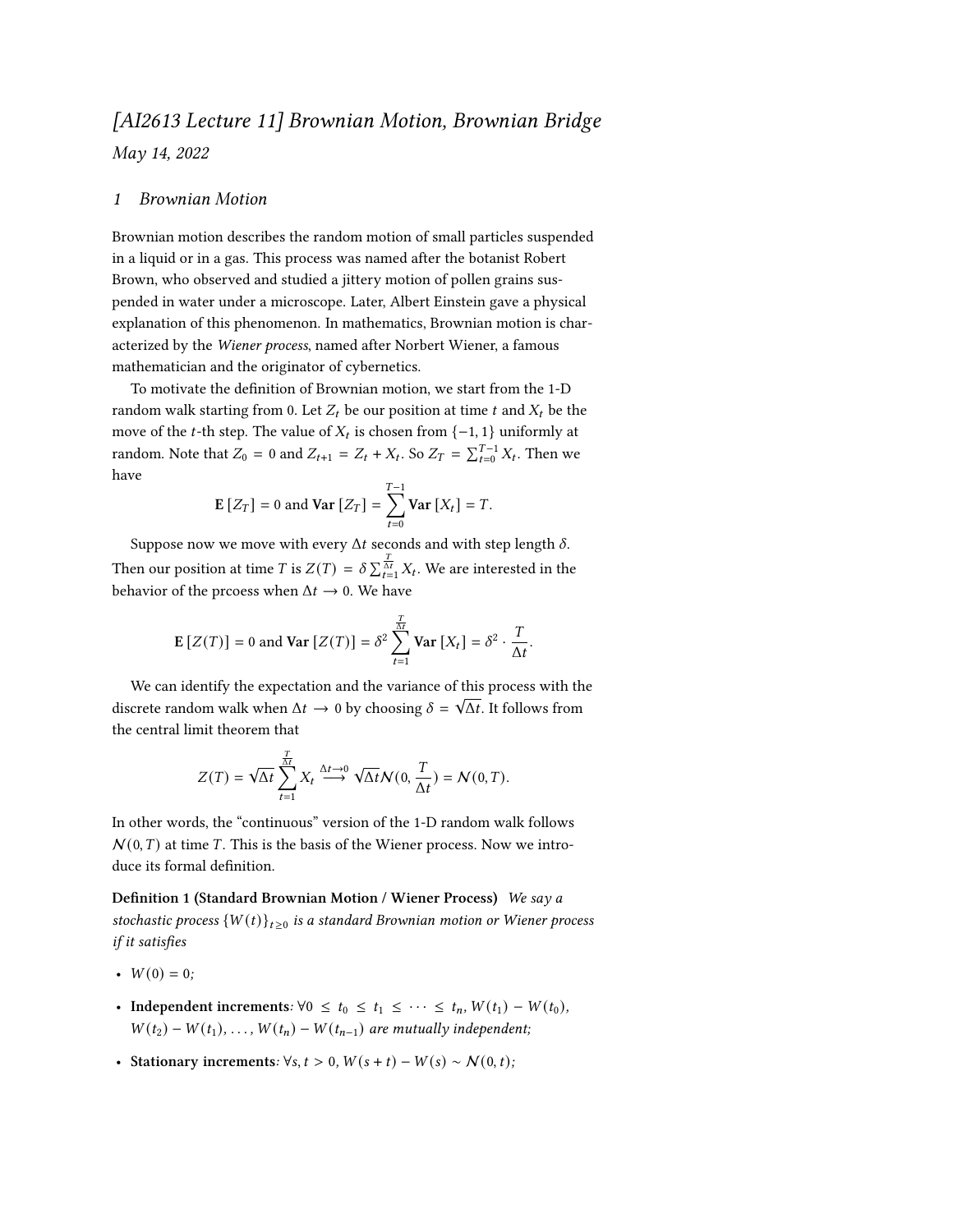# *[AI2613 Lecture 11] Brownian Motion, Brownian Bridge*

*May 14, 2022*

## *1 Brownian Motion*

Brownian motion describes the random motion of small particles suspended in a liquid or in a gas. This process was named after the botanist Robert Brown, who observed and studied a jittery motion of pollen grains suspended in water under a microscope. Later, Albert Einstein gave a physical explanation of this phenomenon. In mathematics, Brownian motion is characterized by the *Wiener process*, named after Norbert Wiener, a famous mathematician and the originator of cybernetics.

To motivate the definition of Brownian motion, we start from the 1-D random walk starting from 0. Let $Z_t$ be our position at time $t$ and $X_t$ be the move of the $t$-th step. The value of $X_t$ is chosen from $\{-1, 1\}$ uniformly at random. Note that $Z_0 = 0$ and $Z_{t+1} = Z_t + X_t$. So $Z_T = \sum_{t=0}^{T-1} X_t$. Then we have

$$\mathbf{E}[Z_T] = 0 \text{ and } \mathbf{Var}[Z_T] = \sum_{t=0}^{T-1} \mathbf{Var}[X_t] = T.$$

Suppose now we move with every $\Delta t$ seconds and with step length $\delta$. Then our position at time $T$ is $Z(T) = \delta \sum_{t=1}^{\frac{T}{\Delta t}} X_t$. We are interested in the behavior of the prcoess when $\Delta t \to 0$. We have

$$\mathbf{E}[Z(T)] = 0 \text{ and } \mathbf{Var}[Z(T)] = \delta^2 \sum_{t=1}^{\frac{T}{\Delta t}} \mathbf{Var}[X_t] = \delta^2 \cdot \frac{T}{\Delta t}.$$

We can identify the expectation and the variance of this process with the discrete random walk when $\Delta t \to 0$ by choosing $\delta = \sqrt{\Delta t}$. It follows from the central limit theorem that

$$Z(T) = \sqrt{\Delta t} \sum_{t=1}^{\frac{T}{\Delta t}} X_t \overset{\Delta t \to 0}{\longrightarrow} \sqrt{\Delta t}\mathcal{N}(0, \frac{T}{\Delta t}) = \mathcal{N}(0, T).$$

In other words, the "continuous" version of the 1-D random walk follows $\mathcal{N}(0, T)$ at time $T$. This is the basis of the Wiener process. Now we introduce its formal definition.

**Definition 1 (Standard Brownian Motion / Wiener Process)** *We say a stochastic process $\{W(t)\}_{t \geq 0}$ is a standard Brownian motion or Wiener process if it satisfies*

- $W(0) = 0$*;*
- **Independent increments***: $\forall 0 \leq t_0 \leq t_1 \leq \cdots \leq t_n$, $W(t_1) - W(t_0)$, $W(t_2) - W(t_1), \ldots, W(t_n) - W(t_{n-1})$ are mutually independent;*
- **Stationary increments***: $\forall s, t > 0$, $W(s + t) - W(s) \sim \mathcal{N}(0, t)$;*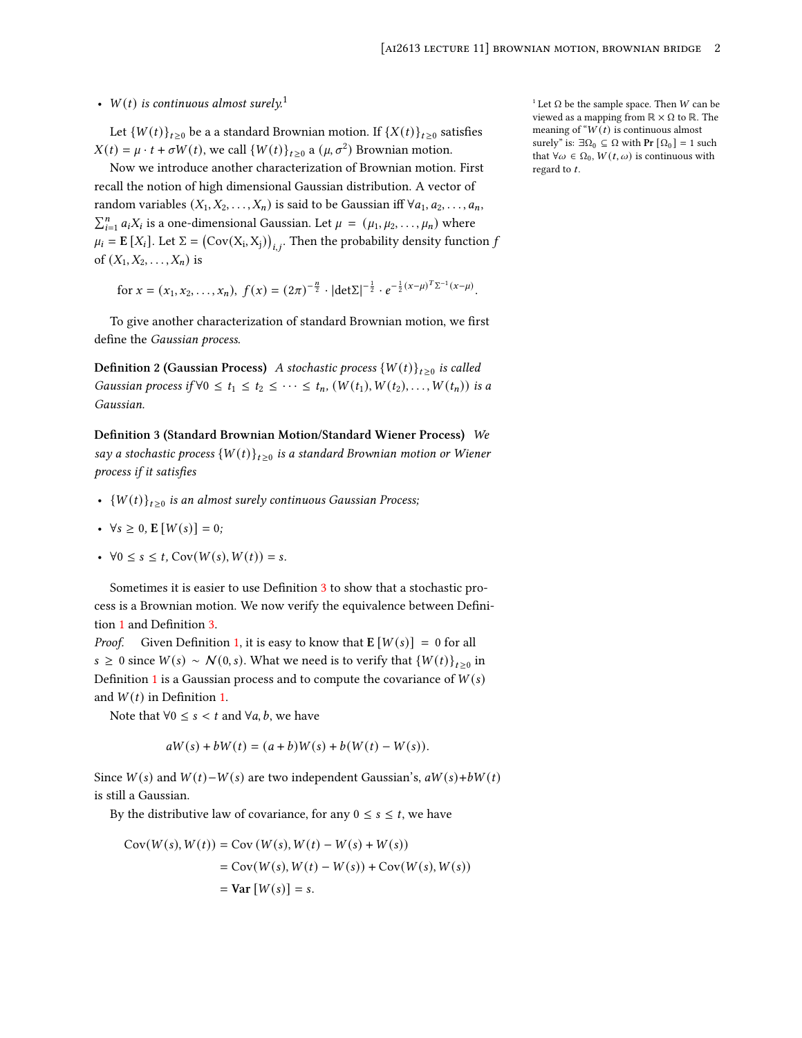- *$W(t)$ is continuous almost surely.*[1]

Let $\{W(t)\}_{t\geq 0}$ be a a standard Brownian motion. If $\{X(t)\}_{t\geq 0}$ satisfies $X(t) = \mu \cdot t + \sigma W(t)$, we call $\{W(t)\}_{t\geq 0}$ a $(\mu, \sigma^2)$ Brownian motion.

Now we introduce another characterization of Brownian motion. First recall the notion of high dimensional Gaussian distribution. A vector of random variables $(X_1, X_2, \ldots, X_n)$ is said to be Gaussian iff $\forall a_1, a_2, \ldots, a_n$, $\sum_{i=1}^n a_i X_i$ is a one-dimensional Gaussian. Let $\mu = (\mu_1, \mu_2, \ldots, \mu_n)$ where $\mu_i = \mathbf{E}[X_i]$. Let $\Sigma = \left(\mathrm{Cov}(X_i, X_j)\right)_{i,j}$. Then the probability density function $f$ of $(X_1, X_2, \ldots, X_n)$ is

$$\text{for } x = (x_1, x_2, \ldots, x_n),\ f(x) = (2\pi)^{-\frac{n}{2}} \cdot |\det\Sigma|^{-\frac{1}{2}} \cdot e^{-\frac{1}{2}(x-\mu)^T \Sigma^{-1}(x-\mu)}.$$

To give another characterization of standard Brownian motion, we first define the *Gaussian process*.

**Definition 2 (Gaussian Process)** *A stochastic process $\{W(t)\}_{t\geq 0}$ is called Gaussian process if $\forall 0 \leq t_1 \leq t_2 \leq \cdots \leq t_n$, $(W(t_1), W(t_2), \ldots, W(t_n))$ is a Gaussian.*

**Definition 3 (Standard Brownian Motion/Standard Wiener Process)** *We say a stochastic process $\{W(t)\}_{t\geq 0}$ is a standard Brownian motion or Wiener process if it satisfies*

- *$\{W(t)\}_{t\geq 0}$ is an almost surely continuous Gaussian Process;*
- *$\forall s \geq 0$, $\mathbf{E}[W(s)] = 0$;*
- *$\forall 0 \leq s \leq t$, $\mathrm{Cov}(W(s), W(t)) = s$.*

Sometimes it is easier to use Definition 3 to show that a stochastic process is a Brownian motion. We now verify the equivalence between Definition 1 and Definition 3.

*Proof.* Given Definition 1, it is easy to know that $\mathbf{E}[W(s)] = 0$ for all $s \geq 0$ since $W(s) \sim \mathcal{N}(0, s)$. What we need is to verify that $\{W(t)\}_{t\geq 0}$ in Definition 1 is a Gaussian process and to compute the covariance of $W(s)$ and $W(t)$ in Definition 1.

Note that $\forall 0 \leq s < t$ and $\forall a, b$, we have

$$aW(s) + bW(t) = (a+b)W(s) + b(W(t) - W(s)).$$

Since $W(s)$ and $W(t) - W(s)$ are two independent Gaussian's, $aW(s) + bW(t)$ is still a Gaussian.

By the distributive law of covariance, for any $0 \leq s \leq t$, we have

$$\begin{aligned}
\mathrm{Cov}(W(s), W(t)) &= \mathrm{Cov}\left(W(s), W(t) - W(s) + W(s)\right) \\
&= \mathrm{Cov}(W(s), W(t) - W(s)) + \mathrm{Cov}(W(s), W(s)) \\
&= \mathbf{Var}[W(s)] = s.
\end{aligned}$$

[1] Let $\Omega$ be the sample space. Then $W$ can be viewed as a mapping from $\mathbb{R} \times \Omega$ to $\mathbb{R}$. The meaning of "$W(t)$ is continuous almost surely" is: $\exists \Omega_0 \subseteq \Omega$ with $\mathbf{Pr}[\Omega_0] = 1$ such that $\forall \omega \in \Omega_0$, $W(t, \omega)$ is continuous with regard to $t$.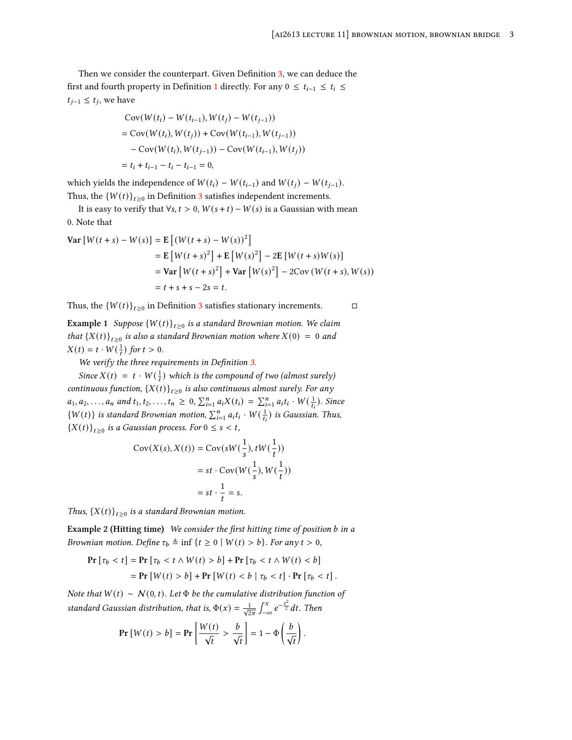Then we consider the counterpart. Given Definition 3, we can deduce the first and fourth property in Definition 1 directly. For any $0 \le t_{i-1} \le t_i \le t_{j-1} \le t_j$, we have

$$
\begin{aligned}
& \mathrm{Cov}(W(t_i) - W(t_{i-1}), W(t_j) - W(t_{j-1})) \\
&= \mathrm{Cov}(W(t_i), W(t_j)) + \mathrm{Cov}(W(t_{i-1}), W(t_{j-1})) \\
&\quad - \mathrm{Cov}(W(t_i), W(t_{j-1})) - \mathrm{Cov}(W(t_{i-1}), W(t_j)) \\
&= t_i + t_{i-1} - t_i - t_{i-1} = 0,
\end{aligned}
$$

which yields the independence of $W(t_i) - W(t_{i-1})$ and $W(t_j) - W(t_{j-1})$. Thus, the $\{W(t)\}_{t\ge0}$ in Definition 3 satisfies independent increments.

It is easy to verify that $\forall s, t > 0$, $W(s+t) - W(s)$ is a Gaussian with mean 0. Note that

$$
\begin{aligned}
\mathbf{Var}\left[W(t+s) - W(s)\right] &= \mathbf{E}\left[(W(t+s) - W(s))^2\right] \\
&= \mathbf{E}\left[W(t+s)^2\right] + \mathbf{E}\left[W(s)^2\right] - 2\mathbf{E}\left[W(t+s)W(s)\right] \\
&= \mathbf{Var}\left[W(t+s)^2\right] + \mathbf{Var}\left[W(s)^2\right] - 2\mathrm{Cov}\left(W(t+s), W(s)\right) \\
&= t + s + s - 2s = t.
\end{aligned}
$$

Thus, the $\{W(t)\}_{t\ge0}$ in Definition 3 satisfies stationary increments. □

**Example 1** *Suppose $\{W(t)\}_{t\ge0}$ is a standard Brownian motion. We claim that $\{X(t)\}_{t\ge0}$ is also a standard Brownian motion where $X(0) = 0$ and $X(t) = t \cdot W(\frac{1}{t})$ for $t > 0$.*

*We verify the three requirements in Definition 3.*

*Since $X(t) = t \cdot W(\frac{1}{t})$ which is the compound of two (almost surely) continuous function, $\{X(t)\}_{t\ge0}$ is also continuous almost surely. For any $a_1, a_2, \ldots, a_n$ and $t_1, t_2, \ldots, t_n \ge 0$, $\sum_{i=1}^n a_i X(t_i) = \sum_{i=1}^n a_i t_i \cdot W(\frac{1}{t_i})$. Since $\{W(t)\}$ is standard Brownian motion, $\sum_{i=1}^n a_i t_i \cdot W(\frac{1}{t_i})$ is Gaussian. Thus, $\{X(t)\}_{t\ge0}$ is a Gaussian process. For $0 \le s < t$,*

$$
\begin{aligned}
\mathrm{Cov}(X(s), X(t)) &= \mathrm{Cov}(sW(\frac{1}{s}), tW(\frac{1}{t})) \\
&= st \cdot \mathrm{Cov}(W(\frac{1}{s}), W(\frac{1}{t})) \\
&= st \cdot \frac{1}{t} = s.
\end{aligned}
$$

*Thus, $\{X(t)\}_{t\ge0}$ is a standard Brownian motion.*

**Example 2 (Hitting time)** *We consider the first hitting time of position $b$ in a Brownian motion. Define $\tau_b \triangleq \inf\{t \ge 0 \mid W(t) > b\}$. For any $t > 0$,*

$$
\begin{aligned}
\mathbf{Pr}\left[\tau_b < t\right] &= \mathbf{Pr}\left[\tau_b < t \wedge W(t) > b\right] + \mathbf{Pr}\left[\tau_b < t \wedge W(t) < b\right] \\
&= \mathbf{Pr}\left[W(t) > b\right] + \mathbf{Pr}\left[W(t) < b \mid \tau_b < t\right] \cdot \mathbf{Pr}\left[\tau_b < t\right].
\end{aligned}
$$

*Note that $W(t) \sim \mathcal{N}(0, t)$. Let $\Phi$ be the cumulative distribution function of standard Gaussian distribution, that is, $\Phi(x) = \frac{1}{\sqrt{2\pi}} \int_{-\infty}^{x} e^{-\frac{t^2}{2}} dt$. Then*

$$
\mathbf{Pr}\left[W(t) > b\right] = \mathbf{Pr}\left[\frac{W(t)}{\sqrt{t}} > \frac{b}{\sqrt{t}}\right] = 1 - \Phi\left(\frac{b}{\sqrt{t}}\right).
$$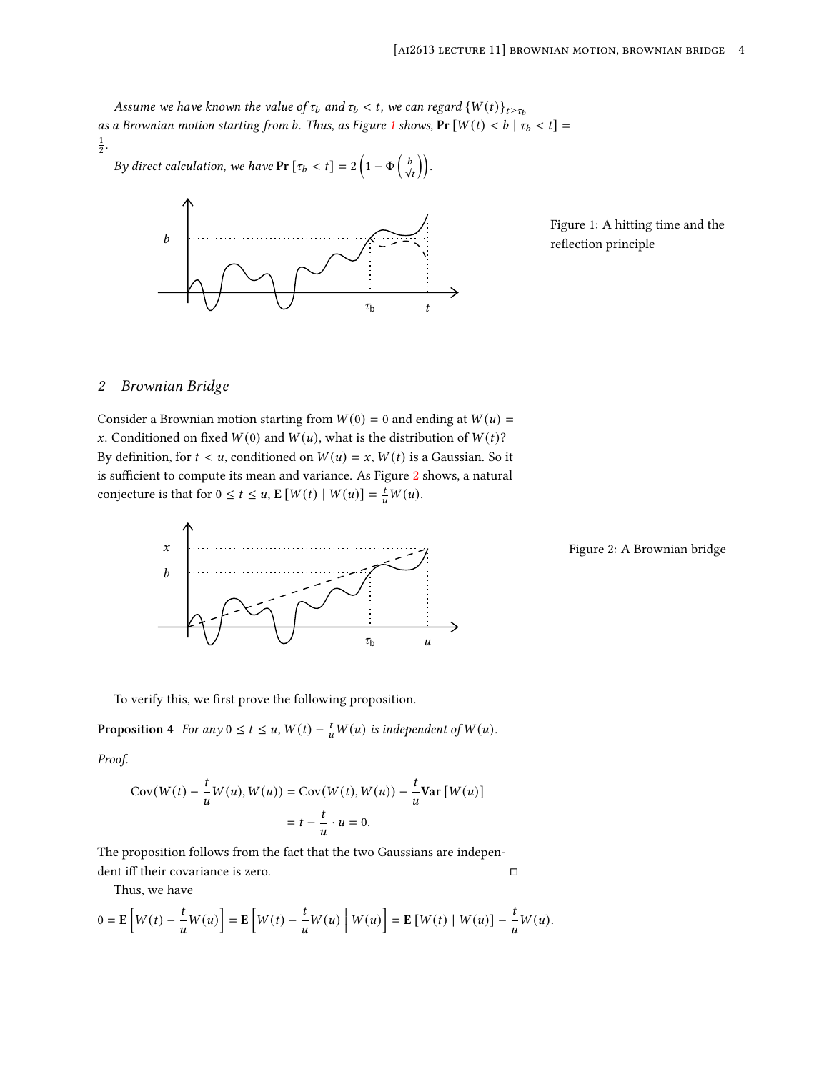*Assume we have known the value of $\tau_b$ and $\tau_b < t$, we can regard $\{W(t)\}_{t \geq \tau_b}$ as a Brownian motion starting from $b$. Thus, as Figure 1 shows, $\mathbf{Pr}[W(t) < b \mid \tau_b < t] = \frac{1}{2}$.*

*By direct calculation, we have $\mathbf{Pr}[\tau_b < t] = 2\left(1 - \Phi\left(\frac{b}{\sqrt{t}}\right)\right)$.*

Figure 1: A hitting time and the reflection principle

## 2 Brownian Bridge

Consider a Brownian motion starting from $W(0) = 0$ and ending at $W(u) = x$. Conditioned on fixed $W(0)$ and $W(u)$, what is the distribution of $W(t)$? By definition, for $t < u$, conditioned on $W(u) = x$, $W(t)$ is a Gaussian. So it is sufficient to compute its mean and variance. As Figure 2 shows, a natural conjecture is that for $0 \leq t \leq u$, $\mathbf{E}[W(t) \mid W(u)] = \frac{t}{u}W(u)$.

Figure 2: A Brownian bridge

To verify this, we first prove the following proposition.

**Proposition 4** *For any $0 \leq t \leq u$, $W(t) - \frac{t}{u}W(u)$ is independent of $W(u)$.*

*Proof.*

$$\begin{aligned}
\mathrm{Cov}(W(t) - \frac{t}{u}W(u), W(u)) &= \mathrm{Cov}(W(t), W(u)) - \frac{t}{u}\mathbf{Var}[W(u)] \\
&= t - \frac{t}{u} \cdot u = 0.
\end{aligned}$$

The proposition follows from the fact that the two Gaussians are independent iff their covariance is zero. □

Thus, we have

$$0 = \mathbf{E}\left[W(t) - \frac{t}{u}W(u)\right] = \mathbf{E}\left[W(t) - \frac{t}{u}W(u) \,\middle|\, W(u)\right] = \mathbf{E}[W(t) \mid W(u)] - \frac{t}{u}W(u).$$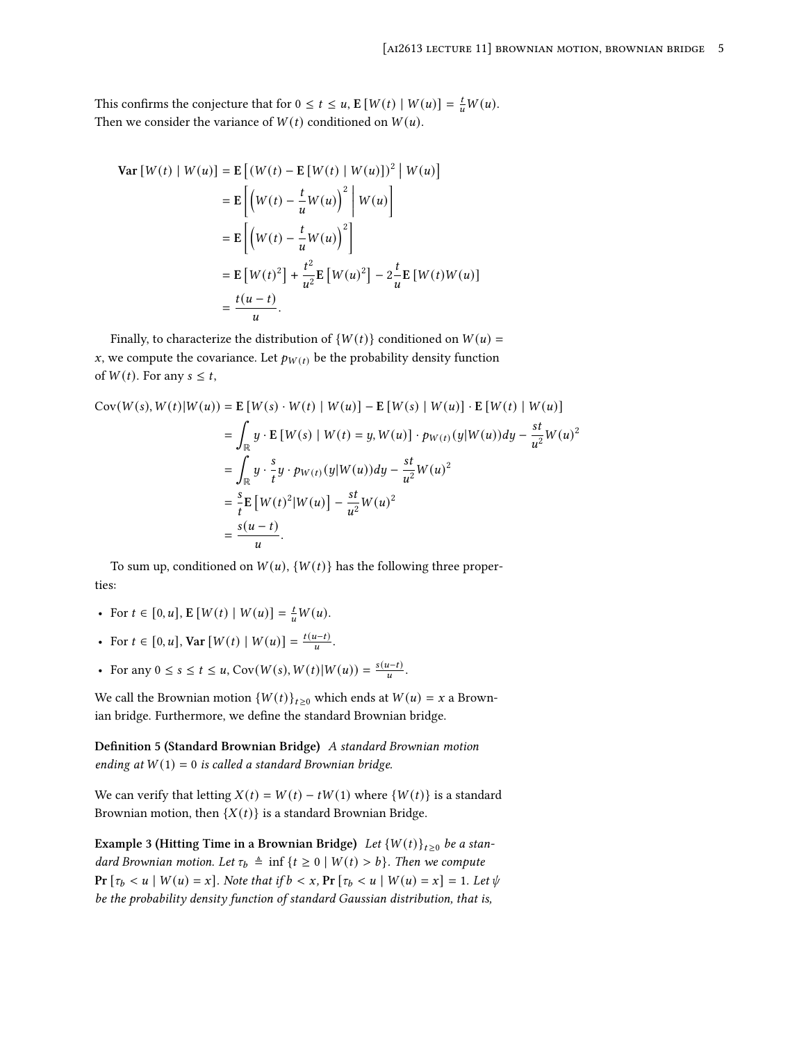This confirms the conjecture that for $0 \le t \le u$, $\mathbf{E}[W(t) \mid W(u)] = \frac{t}{u}W(u)$. Then we consider the variance of $W(t)$ conditioned on $W(u)$.

$$
\begin{aligned}
\mathbf{Var}[W(t) \mid W(u)] &= \mathbf{E}\left[(W(t) - \mathbf{E}[W(t) \mid W(u)])^2 \;\middle|\; W(u)\right] \\
&= \mathbf{E}\left[\left(W(t) - \frac{t}{u}W(u)\right)^2 \;\middle|\; W(u)\right] \\
&= \mathbf{E}\left[\left(W(t) - \frac{t}{u}W(u)\right)^2\right] \\
&= \mathbf{E}\left[W(t)^2\right] + \frac{t^2}{u^2}\mathbf{E}\left[W(u)^2\right] - 2\frac{t}{u}\mathbf{E}[W(t)W(u)] \\
&= \frac{t(u-t)}{u}.
\end{aligned}
$$

Finally, to characterize the distribution of $\{W(t)\}$ conditioned on $W(u) = x$, we compute the covariance. Let $p_{W(t)}$ be the probability density function of $W(t)$. For any $s \le t$,

$$
\begin{aligned}
\mathrm{Cov}(W(s), W(t) | W(u)) &= \mathbf{E}[W(s) \cdot W(t) \mid W(u)] - \mathbf{E}[W(s) \mid W(u)] \cdot \mathbf{E}[W(t) \mid W(u)] \\
&= \int_{\mathbb{R}} y \cdot \mathbf{E}[W(s) \mid W(t) = y, W(u)] \cdot p_{W(t)}(y | W(u)) dy - \frac{st}{u^2}W(u)^2 \\
&= \int_{\mathbb{R}} y \cdot \frac{s}{t}y \cdot p_{W(t)}(y | W(u)) dy - \frac{st}{u^2}W(u)^2 \\
&= \frac{s}{t}\mathbf{E}\left[W(t)^2 | W(u)\right] - \frac{st}{u^2}W(u)^2 \\
&= \frac{s(u-t)}{u}.
\end{aligned}
$$

To sum up, conditioned on $W(u)$, $\{W(t)\}$ has the following three properties:

- For $t \in [0, u]$, $\mathbf{E}[W(t) \mid W(u)] = \frac{t}{u}W(u)$.
- For $t \in [0, u]$, $\mathbf{Var}[W(t) \mid W(u)] = \frac{t(u-t)}{u}$.
- For any $0 \le s \le t \le u$, $\mathrm{Cov}(W(s), W(t) | W(u)) = \frac{s(u-t)}{u}$.

We call the Brownian motion $\{W(t)\}_{t \ge 0}$ which ends at $W(u) = x$ a Brownian bridge. Furthermore, we define the standard Brownian bridge.

**Definition 5 (Standard Brownian Bridge)** *A standard Brownian motion ending at $W(1) = 0$ is called a standard Brownian bridge.*

We can verify that letting $X(t) = W(t) - tW(1)$ where $\{W(t)\}$ is a standard Brownian motion, then $\{X(t)\}$ is a standard Brownian Bridge.

**Example 3 (Hitting Time in a Brownian Bridge)** *Let $\{W(t)\}_{t \ge 0}$ be a standard Brownian motion. Let $\tau_b \triangleq \inf\{t \ge 0 \mid W(t) > b\}$. Then we compute $\mathbf{Pr}[\tau_b < u \mid W(u) = x]$. Note that if $b < x$, $\mathbf{Pr}[\tau_b < u \mid W(u) = x] = 1$. Let $\psi$ be the probability density function of standard Gaussian distribution, that is,*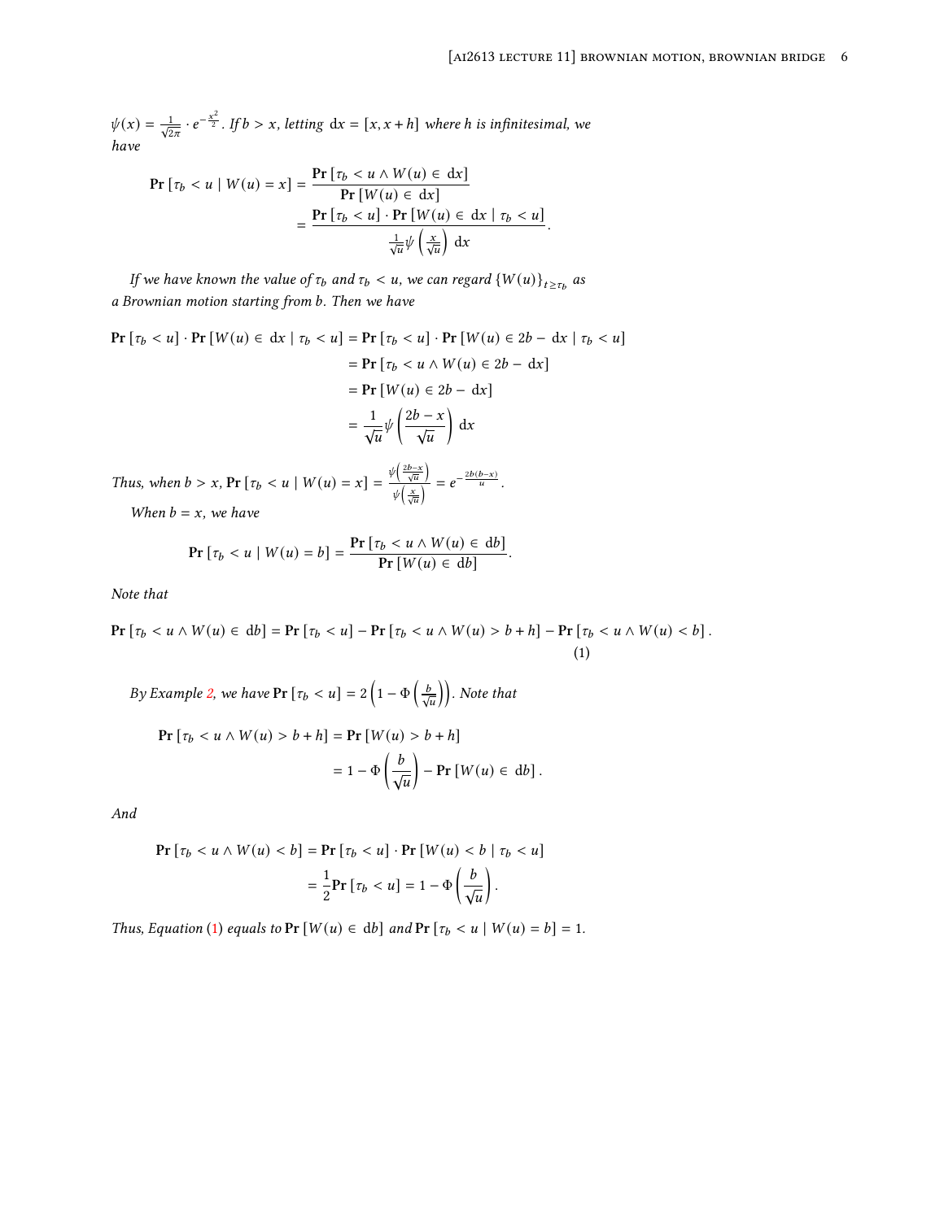$\psi(x) = \frac{1}{\sqrt{2\pi}} \cdot e^{-\frac{x^2}{2}}$. *If $b > x$, letting $\mathrm{d}x = [x, x+h]$ where $h$ is infinitesimal, we have*

$$
\begin{aligned}
\mathbf{Pr}\left[\tau_b < u \mid W(u) = x\right] &= \frac{\mathbf{Pr}\left[\tau_b < u \wedge W(u) \in \mathrm{d}x\right]}{\mathbf{Pr}\left[W(u) \in \mathrm{d}x\right]} \\
&= \frac{\mathbf{Pr}\left[\tau_b < u\right] \cdot \mathbf{Pr}\left[W(u) \in \mathrm{d}x \mid \tau_b < u\right]}{\frac{1}{\sqrt{u}}\psi\left(\frac{x}{\sqrt{u}}\right)\,\mathrm{d}x}.
\end{aligned}
$$

*If we have known the value of $\tau_b$ and $\tau_b < u$, we can regard $\{W(u)\}_{t \geq \tau_b}$ as a Brownian motion starting from $b$. Then we have*

$$
\begin{aligned}
\mathbf{Pr}\left[\tau_b < u\right] \cdot \mathbf{Pr}\left[W(u) \in \mathrm{d}x \mid \tau_b < u\right] &= \mathbf{Pr}\left[\tau_b < u\right] \cdot \mathbf{Pr}\left[W(u) \in 2b - \mathrm{d}x \mid \tau_b < u\right] \\
&= \mathbf{Pr}\left[\tau_b < u \wedge W(u) \in 2b - \mathrm{d}x\right] \\
&= \mathbf{Pr}\left[W(u) \in 2b - \mathrm{d}x\right] \\
&= \frac{1}{\sqrt{u}}\psi\left(\frac{2b-x}{\sqrt{u}}\right)\,\mathrm{d}x
\end{aligned}
$$

*Thus, when $b > x$, $\mathbf{Pr}\left[\tau_b < u \mid W(u) = x\right] = \frac{\psi\left(\frac{2b-x}{\sqrt{u}}\right)}{\psi\left(\frac{x}{\sqrt{u}}\right)} = e^{-\frac{2b(b-x)}{u}}$.*

*When $b = x$, we have*

$$
\mathbf{Pr}\left[\tau_b < u \mid W(u) = b\right] = \frac{\mathbf{Pr}\left[\tau_b < u \wedge W(u) \in \mathrm{d}b\right]}{\mathbf{Pr}\left[W(u) \in \mathrm{d}b\right]}.
$$

*Note that*

$$
\mathbf{Pr}\left[\tau_b < u \wedge W(u) \in \mathrm{d}b\right] = \mathbf{Pr}\left[\tau_b < u\right] - \mathbf{Pr}\left[\tau_b < u \wedge W(u) > b + h\right] - \mathbf{Pr}\left[\tau_b < u \wedge W(u) < b\right]. \tag{1}
$$

*By Example 2, we have $\mathbf{Pr}\left[\tau_b < u\right] = 2\left(1 - \Phi\left(\frac{b}{\sqrt{u}}\right)\right)$. Note that*

$$
\begin{aligned}
\mathbf{Pr}\left[\tau_b < u \wedge W(u) > b + h\right] &= \mathbf{Pr}\left[W(u) > b + h\right] \\
&= 1 - \Phi\left(\frac{b}{\sqrt{u}}\right) - \mathbf{Pr}\left[W(u) \in \mathrm{d}b\right].
\end{aligned}
$$

*And*

$$
\begin{aligned}
\mathbf{Pr}\left[\tau_b < u \wedge W(u) < b\right] &= \mathbf{Pr}\left[\tau_b < u\right] \cdot \mathbf{Pr}\left[W(u) < b \mid \tau_b < u\right] \\
&= \frac{1}{2}\mathbf{Pr}\left[\tau_b < u\right] = 1 - \Phi\left(\frac{b}{\sqrt{u}}\right).
\end{aligned}
$$

*Thus, Equation (1) equals to $\mathbf{Pr}\left[W(u) \in \mathrm{d}b\right]$ and $\mathbf{Pr}\left[\tau_b < u \mid W(u) = b\right] = 1$.*